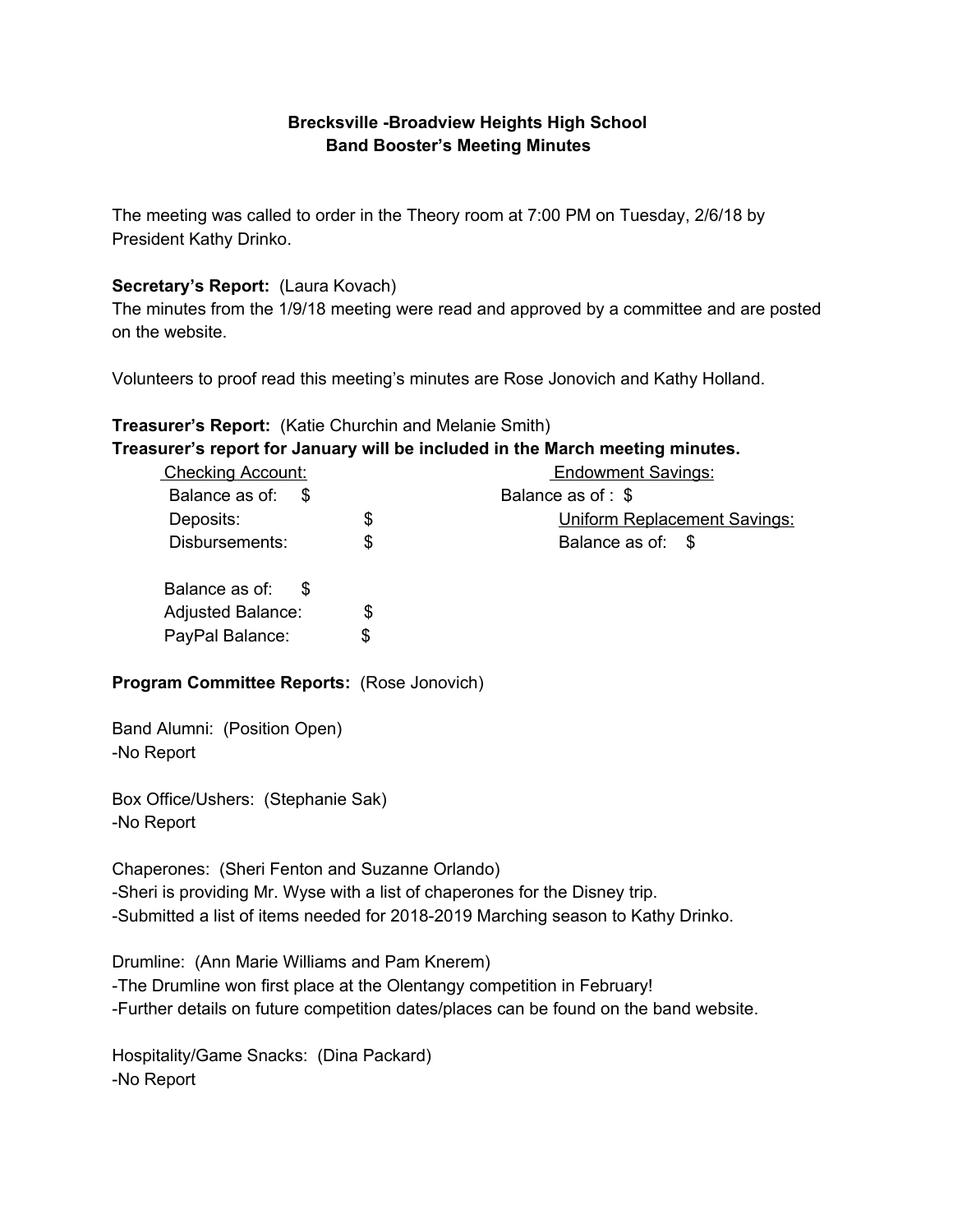**Brecksville -Broadview Heights High School**
**Band Booster's Meeting Minutes**

The meeting was called to order in the Theory room at 7:00 PM on Tuesday, 2/6/18 by President Kathy Drinko.

**Secretary's Report:** (Laura Kovach)
The minutes from the 1/9/18 meeting were read and approved by a committee and are posted on the website.

Volunteers to proof read this meeting's minutes are Rose Jonovich and Kathy Holland.

**Treasurer's Report:** (Katie Churchin and Melanie Smith)
**Treasurer's report for January will be included in the March meeting minutes.**

| Checking Account: | | Endowment Savings: |
|---|---|---|
| Balance as of: $ | | Balance as of : $ |
| Deposits: | $ | Uniform Replacement Savings: |
| Disbursements: | $ | Balance as of: $ |
| Balance as of: $ | | |
| Adjusted Balance: | $ | |
| PayPal Balance: | $ | |

**Program Committee Reports:** (Rose Jonovich)

Band Alumni: (Position Open)
-No Report

Box Office/Ushers: (Stephanie Sak)
-No Report

Chaperones: (Sheri Fenton and Suzanne Orlando)
-Sheri is providing Mr. Wyse with a list of chaperones for the Disney trip.
-Submitted a list of items needed for 2018-2019 Marching season to Kathy Drinko.

Drumline: (Ann Marie Williams and Pam Knerem)
-The Drumline won first place at the Olentangy competition in February!
-Further details on future competition dates/places can be found on the band website.

Hospitality/Game Snacks: (Dina Packard)
-No Report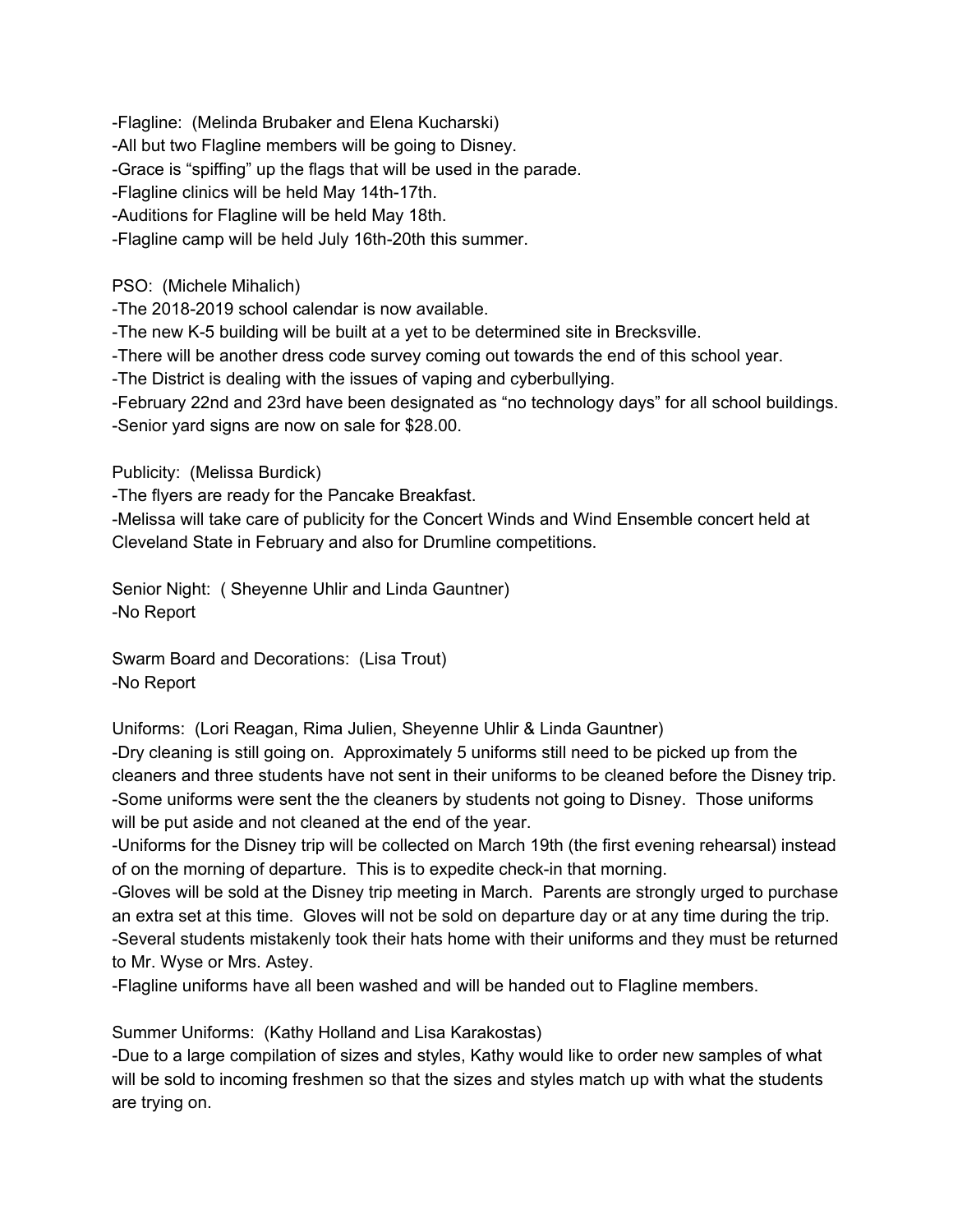-Flagline: (Melinda Brubaker and Elena Kucharski)
-All but two Flagline members will be going to Disney.
-Grace is "spiffing" up the flags that will be used in the parade.
-Flagline clinics will be held May 14th-17th.
-Auditions for Flagline will be held May 18th.
-Flagline camp will be held July 16th-20th this summer.

PSO: (Michele Mihalich)
-The 2018-2019 school calendar is now available.
-The new K-5 building will be built at a yet to be determined site in Brecksville.
-There will be another dress code survey coming out towards the end of this school year.
-The District is dealing with the issues of vaping and cyberbullying.
-February 22nd and 23rd have been designated as "no technology days" for all school buildings.
-Senior yard signs are now on sale for $28.00.

Publicity: (Melissa Burdick)
-The flyers are ready for the Pancake Breakfast.
-Melissa will take care of publicity for the Concert Winds and Wind Ensemble concert held at Cleveland State in February and also for Drumline competitions.

Senior Night: ( Sheyenne Uhlir and Linda Gauntner)
-No Report

Swarm Board and Decorations: (Lisa Trout)
-No Report

Uniforms: (Lori Reagan, Rima Julien, Sheyenne Uhlir & Linda Gauntner)
-Dry cleaning is still going on. Approximately 5 uniforms still need to be picked up from the cleaners and three students have not sent in their uniforms to be cleaned before the Disney trip.
-Some uniforms were sent the the cleaners by students not going to Disney. Those uniforms will be put aside and not cleaned at the end of the year.
-Uniforms for the Disney trip will be collected on March 19th (the first evening rehearsal) instead of on the morning of departure. This is to expedite check-in that morning.
-Gloves will be sold at the Disney trip meeting in March. Parents are strongly urged to purchase an extra set at this time. Gloves will not be sold on departure day or at any time during the trip.
-Several students mistakenly took their hats home with their uniforms and they must be returned to Mr. Wyse or Mrs. Astey.
-Flagline uniforms have all been washed and will be handed out to Flagline members.

Summer Uniforms: (Kathy Holland and Lisa Karakostas)
-Due to a large compilation of sizes and styles, Kathy would like to order new samples of what will be sold to incoming freshmen so that the sizes and styles match up with what the students are trying on.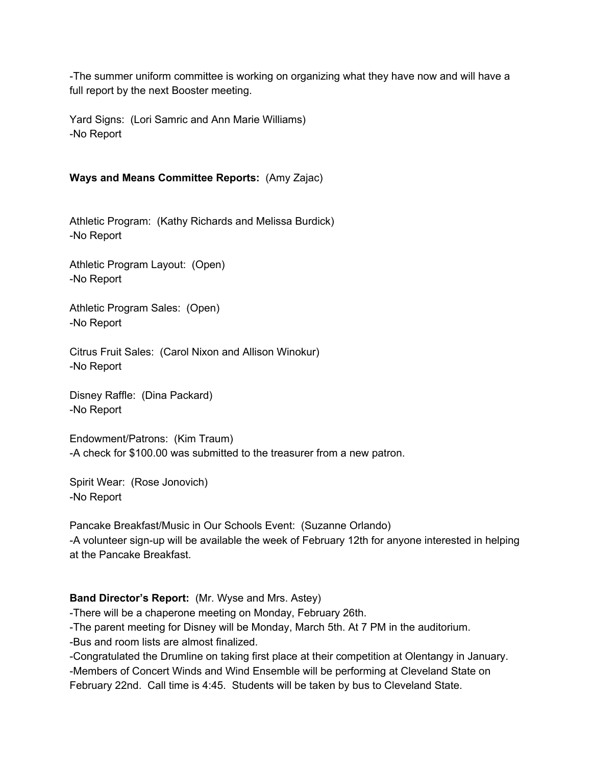-The summer uniform committee is working on organizing what they have now and will have a full report by the next Booster meeting.

Yard Signs:  (Lori Samric and Ann Marie Williams)
-No Report

**Ways and Means Committee Reports:**  (Amy Zajac)

Athletic Program:  (Kathy Richards and Melissa Burdick)
-No Report

Athletic Program Layout:  (Open)
-No Report

Athletic Program Sales:  (Open)
-No Report

Citrus Fruit Sales:  (Carol Nixon and Allison Winokur)
-No Report

Disney Raffle:  (Dina Packard)
-No Report

Endowment/Patrons:  (Kim Traum)
-A check for $100.00 was submitted to the treasurer from a new patron.

Spirit Wear:  (Rose Jonovich)
-No Report

Pancake Breakfast/Music in Our Schools Event:  (Suzanne Orlando)
-A volunteer sign-up will be available the week of February 12th for anyone interested in helping at the Pancake Breakfast.

**Band Director's Report:**  (Mr. Wyse and Mrs. Astey)
-There will be a chaperone meeting on Monday, February 26th.
-The parent meeting for Disney will be Monday, March 5th. At 7 PM in the auditorium.
-Bus and room lists are almost finalized.
-Congratulated the Drumline on taking first place at their competition at Olentangy in January.
-Members of Concert Winds and Wind Ensemble will be performing at Cleveland State on February 22nd.  Call time is 4:45.  Students will be taken by bus to Cleveland State.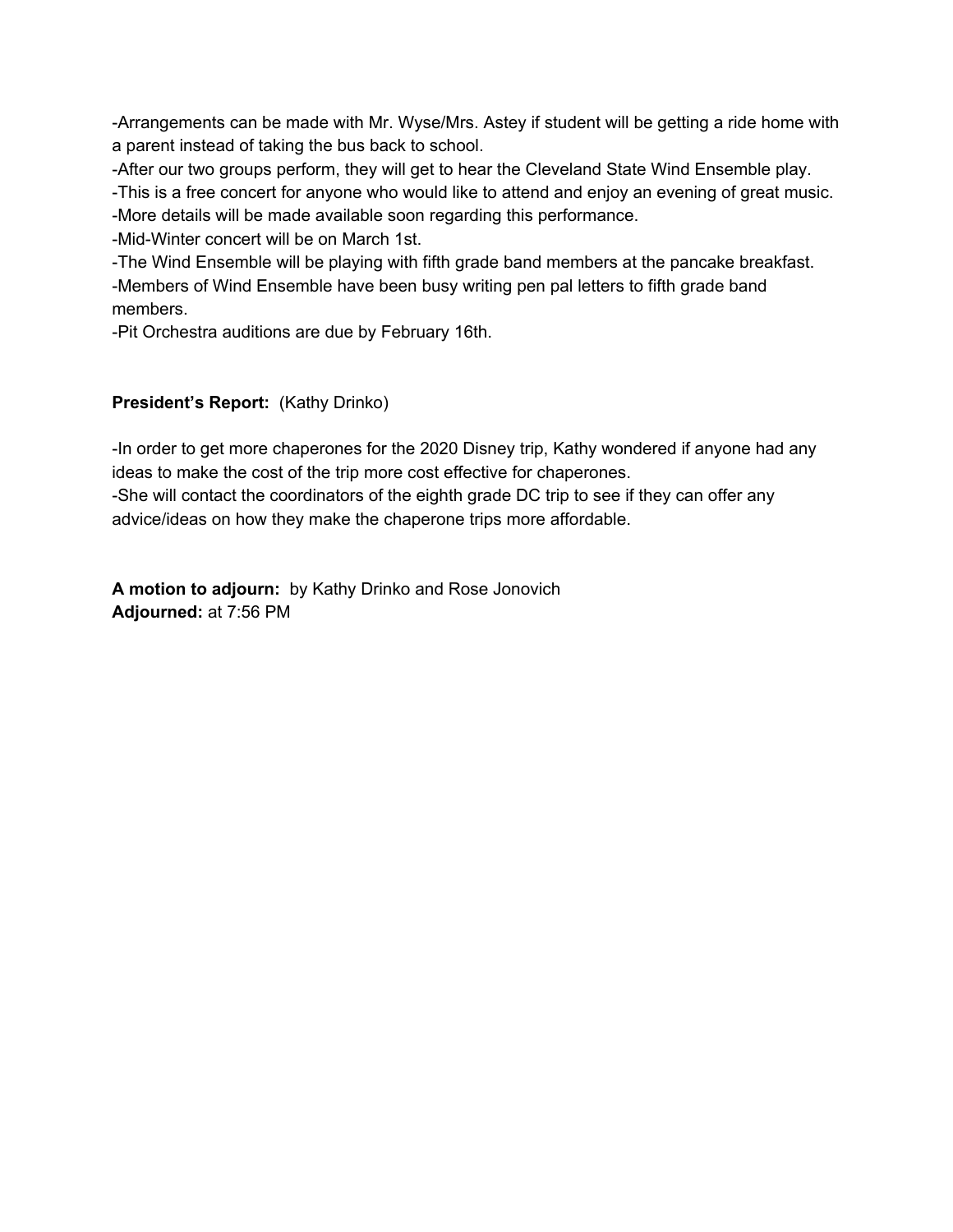-Arrangements can be made with Mr. Wyse/Mrs. Astey if student will be getting a ride home with a parent instead of taking the bus back to school.
-After our two groups perform, they will get to hear the Cleveland State Wind Ensemble play.
-This is a free concert for anyone who would like to attend and enjoy an evening of great music.
-More details will be made available soon regarding this performance.
-Mid-Winter concert will be on March 1st.
-The Wind Ensemble will be playing with fifth grade band members at the pancake breakfast.
-Members of Wind Ensemble have been busy writing pen pal letters to fifth grade band members.
-Pit Orchestra auditions are due by February 16th.

**President's Report:** (Kathy Drinko)

-In order to get more chaperones for the 2020 Disney trip, Kathy wondered if anyone had any ideas to make the cost of the trip more cost effective for chaperones.
-She will contact the coordinators of the eighth grade DC trip to see if they can offer any advice/ideas on how they make the chaperone trips more affordable.

**A motion to adjourn:** by Kathy Drinko and Rose Jonovich
**Adjourned:** at 7:56 PM